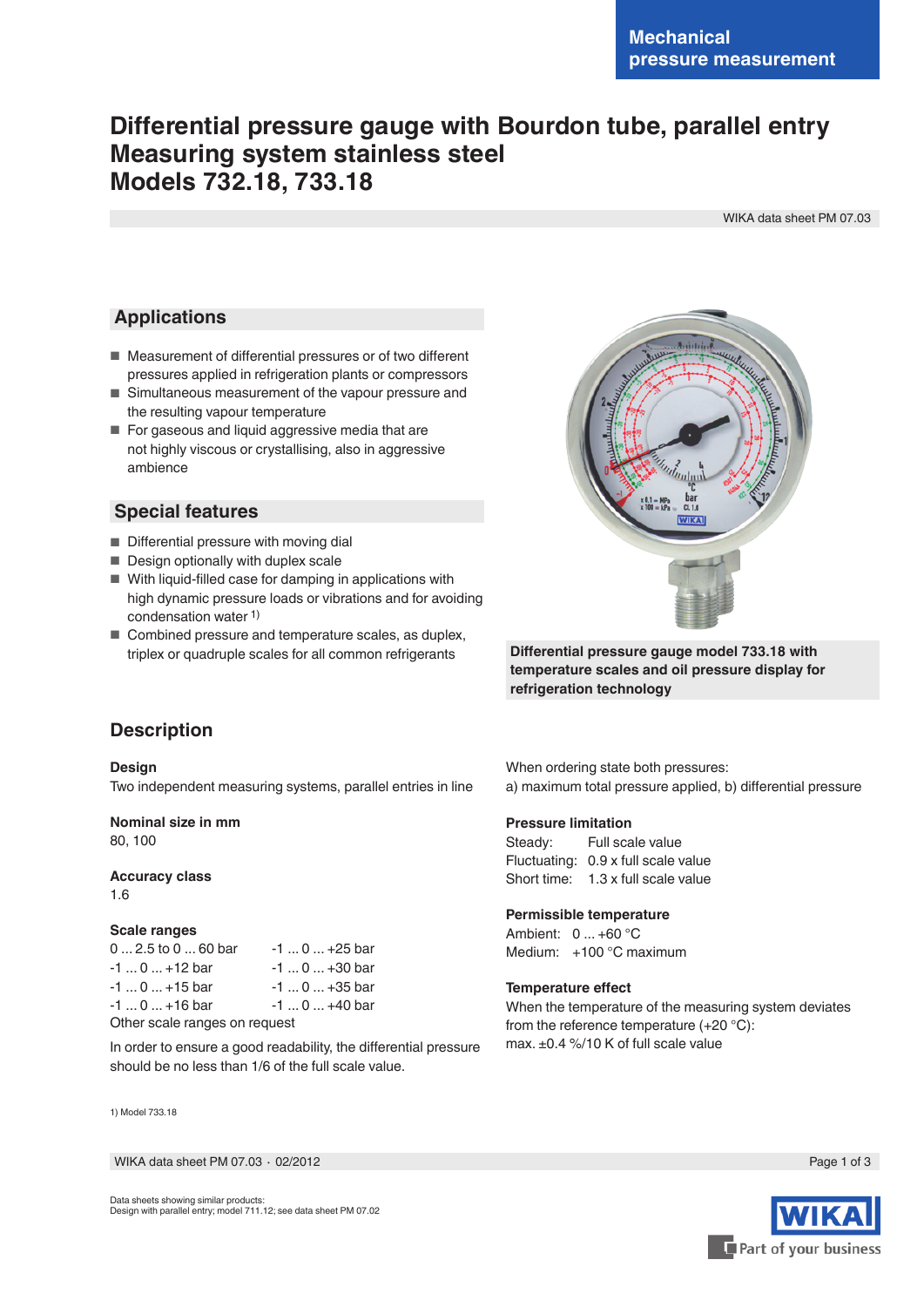Mechanical pressure measurement

# Differential pressure gauge with Bourdon tube, parallel entry
# Measuring system stainless steel
# Models 732.18, 733.18

WIKA data sheet PM 07.03

## Applications

- Measurement of differential pressures or of two different pressures applied in refrigeration plants or compressors
- Simultaneous measurement of the vapour pressure and the resulting vapour temperature
- For gaseous and liquid aggressive media that are not highly viscous or crystallising, also in aggressive ambience

## Special features

- Differential pressure with moving dial
- Design optionally with duplex scale
- With liquid-filled case for damping in applications with high dynamic pressure loads or vibrations and for avoiding condensation water [1)]
- Combined pressure and temperature scales, as duplex, triplex or quadruple scales for all common refrigerants

**Differential pressure gauge model 733.18 with temperature scales and oil pressure display for refrigeration technology**

## Description

**Design**
Two independent measuring systems, parallel entries in line

**Nominal size in mm**
80, 100

**Accuracy class**
1.6

**Scale ranges**

| | |
|---|---|
| 0 ... 2.5 to 0 ... 60 bar | -1 ... 0 ... +25 bar |
| -1 ... 0 ... +12 bar | -1 ... 0 ... +30 bar |
| -1 ... 0 ... +15 bar | -1 ... 0 ... +35 bar |
| -1 ... 0 ... +16 bar | -1 ... 0 ... +40 bar |

Other scale ranges on request

In order to ensure a good readability, the differential pressure should be no less than 1/6 of the full scale value.

When ordering state both pressures:
a) maximum total pressure applied, b) differential pressure

**Pressure limitation**
Steady: Full scale value
Fluctuating: 0.9 x full scale value
Short time: 1.3 x full scale value

**Permissible temperature**
Ambient: 0 ... +60 °C
Medium: +100 °C maximum

**Temperature effect**
When the temperature of the measuring system deviates from the reference temperature (+20 °C):
max. ±0.4 %/10 K of full scale value

1) Model 733.18

WIKA data sheet PM 07.03 · 02/2012

Data sheets showing similar products:
Design with parallel entry; model 711.12; see data sheet PM 07.02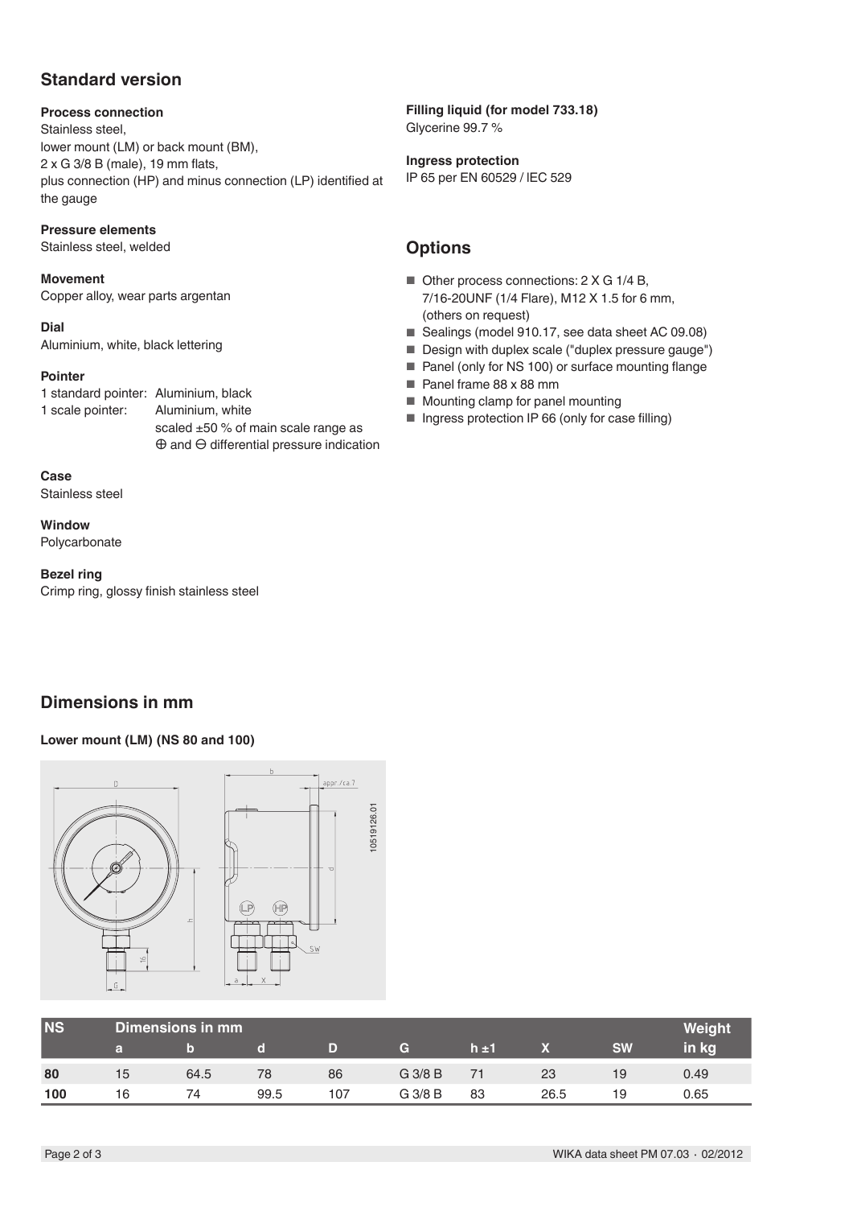## Standard version

**Process connection**
Stainless steel,
lower mount (LM) or back mount (BM),
2 x G 3/8 B (male), 19 mm flats,
plus connection (HP) and minus connection (LP) identified at the gauge

**Pressure elements**
Stainless steel, welded

**Movement**
Copper alloy, wear parts argentan

**Dial**
Aluminium, white, black lettering

**Pointer**

| | |
|---|---|
| 1 standard pointer: | Aluminium, black |
| 1 scale pointer: | Aluminium, white<br>scaled ±50 % of main scale range as ⊕ and ⊖ differential pressure indication |

**Case**
Stainless steel

**Window**
Polycarbonate

**Bezel ring**
Crimp ring, glossy finish stainless steel

**Filling liquid (for model 733.18)**
Glycerine 99.7 %

**Ingress protection**
IP 65 per EN 60529 / lEC 529

## Options

- Other process connections: 2 X G 1/4 B, 7/16-20UNF (1/4 Flare), M12 X 1.5 for 6 mm, (others on request)
- Sealings (model 910.17, see data sheet AC 09.08)
- Design with duplex scale ("duplex pressure gauge")
- Panel (only for NS 100) or surface mounting flange
- Panel frame 88 x 88 mm
- Mounting clamp for panel mounting
- Ingress protection IP 66 (only for case filling)

## Dimensions in mm

**Lower mount (LM) (NS 80 and 100)**

| NS | Dimensions in mm | | | | | | | | Weight |
|---|---|---|---|---|---|---|---|---|---|
| | a | b | d | D | G | h ±1 | X | SW | in kg |
| 80 | 15 | 64.5 | 78 | 86 | G 3/8 B | 71 | 23 | 19 | 0.49 |
| 100 | 16 | 74 | 99.5 | 107 | G 3/8 B | 83 | 26.5 | 19 | 0.65 |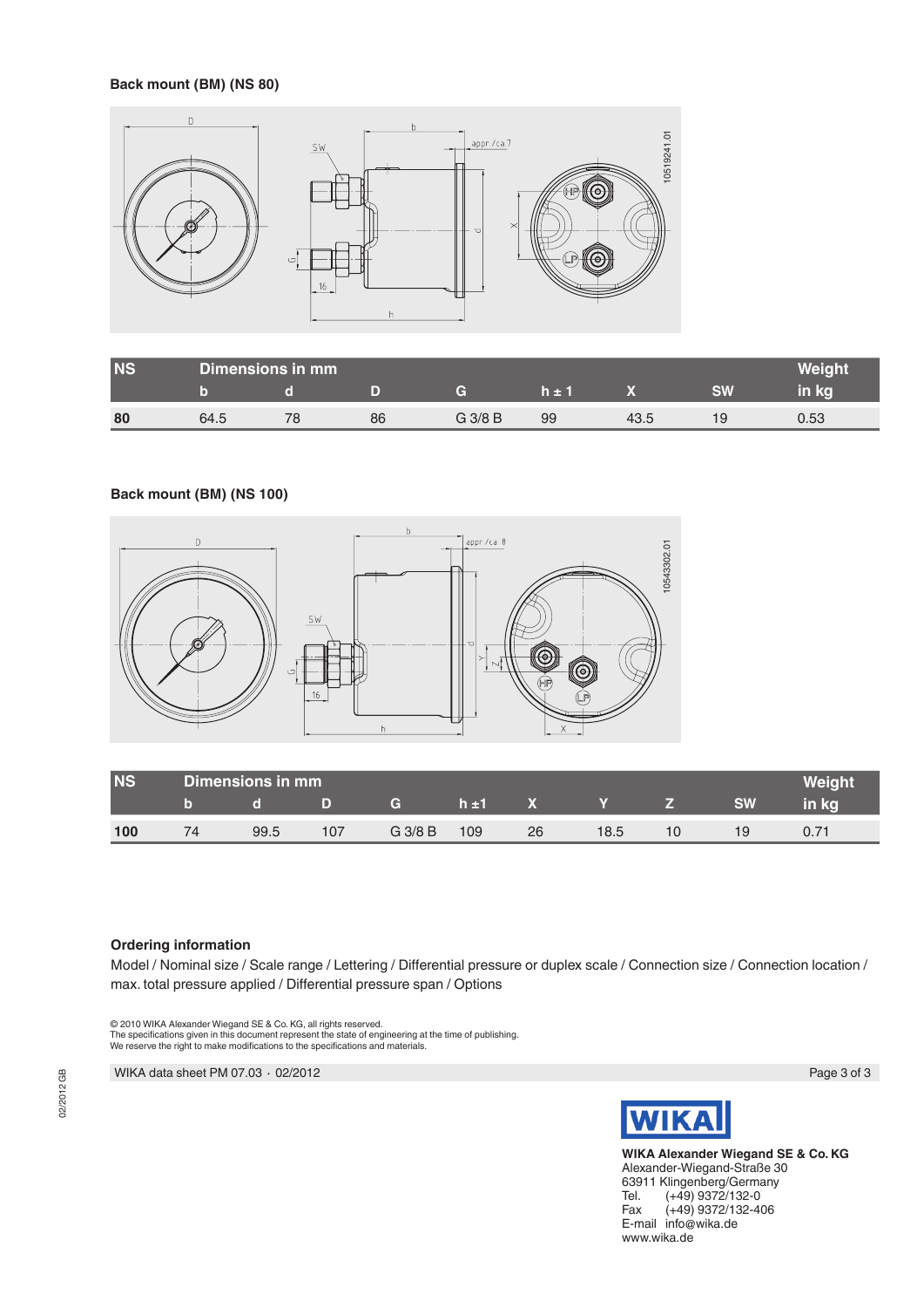### Back mount (BM) (NS 80)

| NS | Dimensions in mm | | | | | | | Weight |
|---|---|---|---|---|---|---|---|---|
| | b | d | D | G | h ± 1 | X | SW | in kg |
| **80** | 64.5 | 78 | 86 | G 3/8 B | 99 | 43.5 | 19 | 0.53 |

### Back mount (BM) (NS 100)

| NS | Dimensions in mm | | | | | | | | | Weight |
|---|---|---|---|---|---|---|---|---|---|---|
| | b | d | D | G | h ±1 | X | Y | Z | SW | in kg |
| **100** | 74 | 99.5 | 107 | G 3/8 B | 109 | 26 | 18.5 | 10 | 19 | 0.71 |

### Ordering information

Model / Nominal size / Scale range / Lettering / Differential pressure or duplex scale / Connection size / Connection location / max. total pressure applied / Differential pressure span / Options

© 2010 WIKA Alexander Wiegand SE & Co. KG, all rights reserved.
The specifications given in this document represent the state of engineering at the time of publishing.
We reserve the right to make modifications to the specifications and materials.

WIKA data sheet PM 07.03 · 02/2012

**WIKA Alexander Wiegand SE & Co. KG**
Alexander-Wiegand-Straße 30
63911 Klingenberg/Germany
Tel. (+49) 9372/132-0
Fax (+49) 9372/132-406
E-mail info@wika.de
www.wika.de